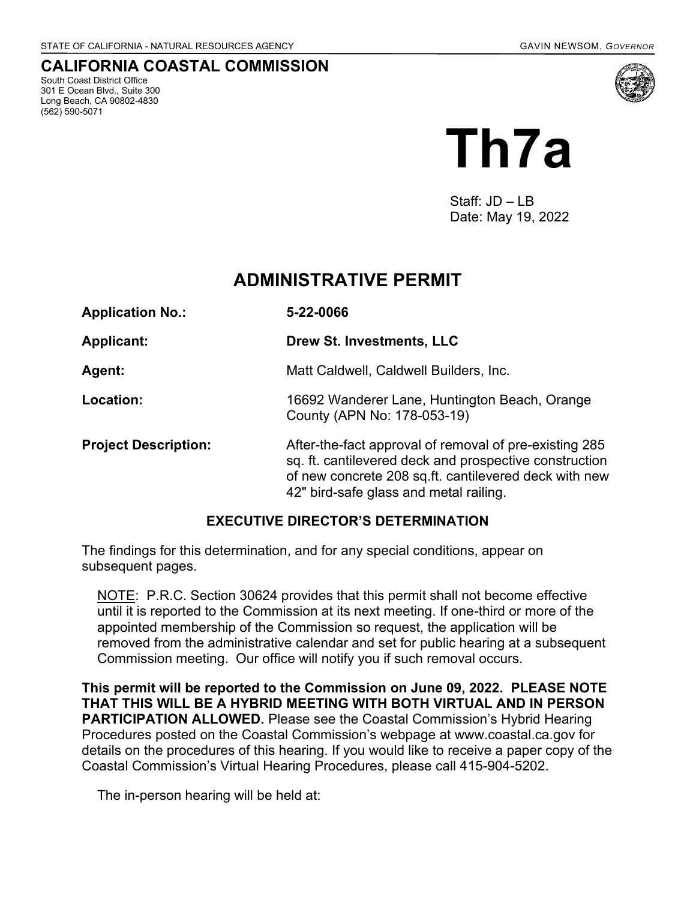STATE OF CALIFORNIA - NATURAL RESOURCES AGENCY GAVIN NEWSOM, *GOVERNOR*

**CALIFORNIA COASTAL COMMISSION**

South Coast District Office
301 E Ocean Blvd., Suite 300
Long Beach, CA 90802-4830
(562) 590-5071

# Th7a

Staff: JD – LB
Date: May 19, 2022

## ADMINISTRATIVE PERMIT

| | |
|---|---|
| **Application No.:** | **5-22-0066** |
| **Applicant:** | **Drew St. Investments, LLC** |
| **Agent:** | Matt Caldwell, Caldwell Builders, Inc. |
| **Location:** | 16692 Wanderer Lane, Huntington Beach, Orange County (APN No: 178-053-19) |
| **Project Description:** | After-the-fact approval of removal of pre-existing 285 sq. ft. cantilevered deck and prospective construction of new concrete 208 sq.ft. cantilevered deck with new 42" bird-safe glass and metal railing. |

### EXECUTIVE DIRECTOR'S DETERMINATION

The findings for this determination, and for any special conditions, appear on subsequent pages.

<u>NOTE</u>: P.R.C. Section 30624 provides that this permit shall not become effective until it is reported to the Commission at its next meeting. If one-third or more of the appointed membership of the Commission so request, the application will be removed from the administrative calendar and set for public hearing at a subsequent Commission meeting. Our office will notify you if such removal occurs.

**This permit will be reported to the Commission on June 09, 2022. PLEASE NOTE THAT THIS WILL BE A HYBRID MEETING WITH BOTH VIRTUAL AND IN PERSON PARTICIPATION ALLOWED.** Please see the Coastal Commission's Hybrid Hearing Procedures posted on the Coastal Commission's webpage at www.coastal.ca.gov for details on the procedures of this hearing. If you would like to receive a paper copy of the Coastal Commission's Virtual Hearing Procedures, please call 415-904-5202.

The in-person hearing will be held at: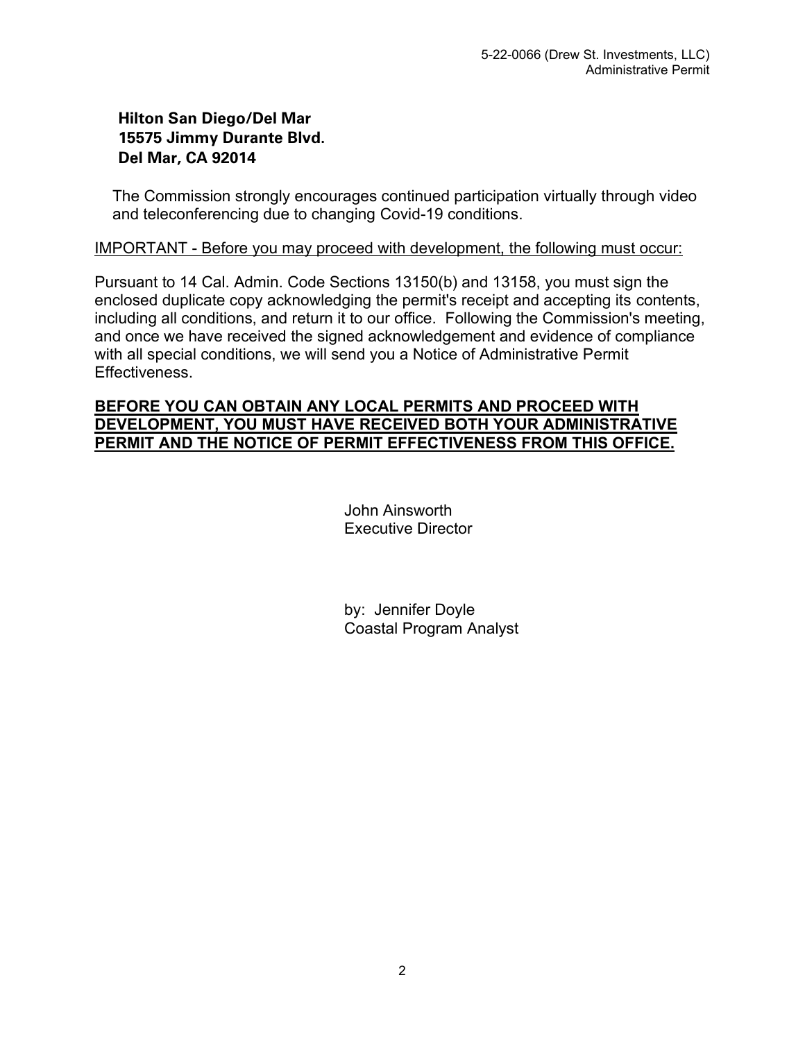**Hilton San Diego/Del Mar**
**15575 Jimmy Durante Blvd.**
**Del Mar, CA 92014**

The Commission strongly encourages continued participation virtually through video and teleconferencing due to changing Covid-19 conditions.

<u>IMPORTANT - Before you may proceed with development, the following must occur:</u>

Pursuant to 14 Cal. Admin. Code Sections 13150(b) and 13158, you must sign the enclosed duplicate copy acknowledging the permit's receipt and accepting its contents, including all conditions, and return it to our office. Following the Commission's meeting, and once we have received the signed acknowledgement and evidence of compliance with all special conditions, we will send you a Notice of Administrative Permit Effectiveness.

**<u>BEFORE YOU CAN OBTAIN ANY LOCAL PERMITS AND PROCEED WITH DEVELOPMENT, YOU MUST HAVE RECEIVED BOTH YOUR ADMINISTRATIVE PERMIT AND THE NOTICE OF PERMIT EFFECTIVENESS FROM THIS OFFICE.</u>**

John Ainsworth
Executive Director

by: Jennifer Doyle
Coastal Program Analyst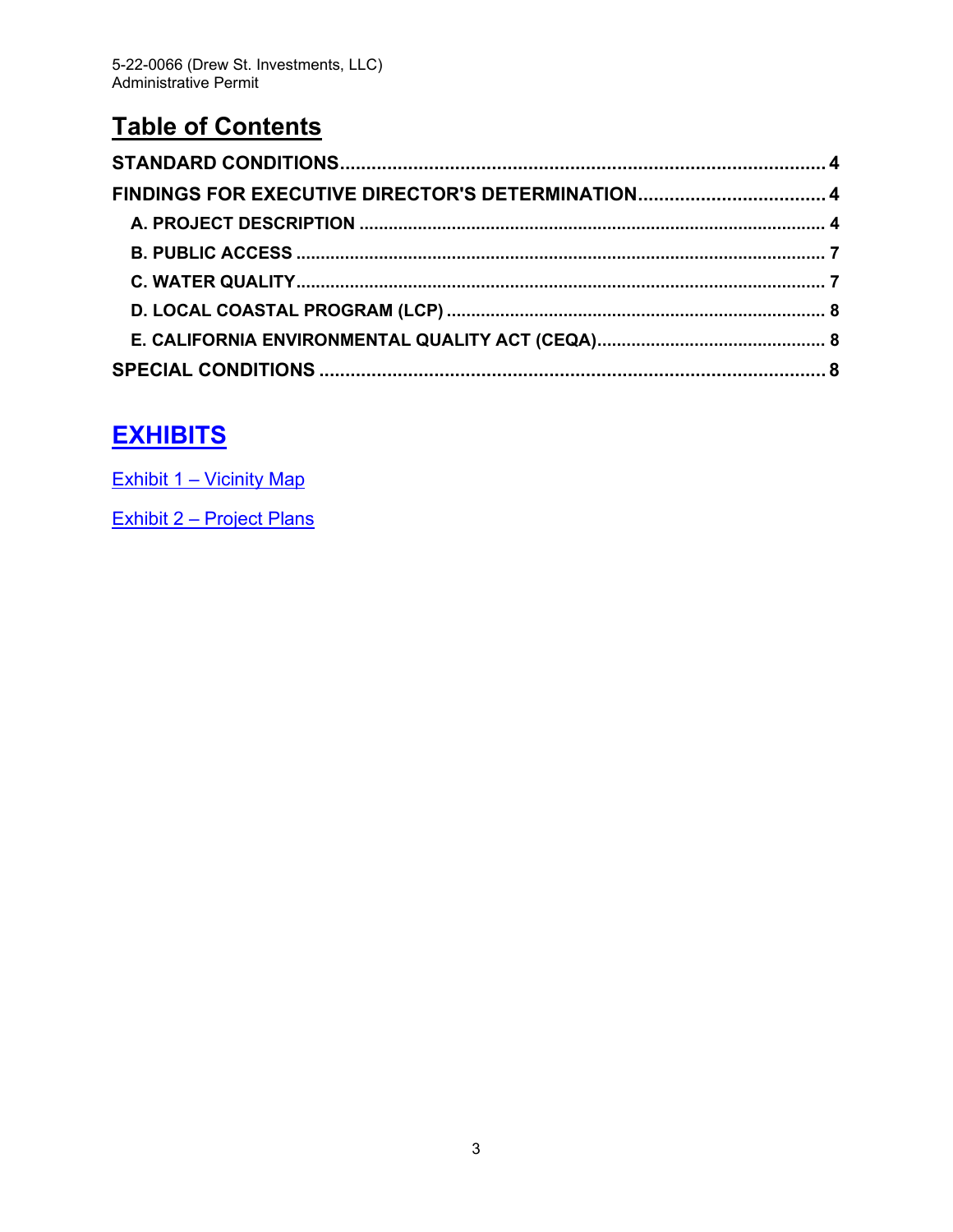## Table of Contents

**STANDARD CONDITIONS** .... 4

**FINDINGS FOR EXECUTIVE DIRECTOR'S DETERMINATION** .... 4

- **A. PROJECT DESCRIPTION** .... 4
- **B. PUBLIC ACCESS** .... 7
- **C. WATER QUALITY** .... 7
- **D. LOCAL COASTAL PROGRAM (LCP)** .... 8
- **E. CALIFORNIA ENVIRONMENTAL QUALITY ACT (CEQA)** .... 8

**SPECIAL CONDITIONS** .... 8

## EXHIBITS

Exhibit 1 – Vicinity Map

Exhibit 2 – Project Plans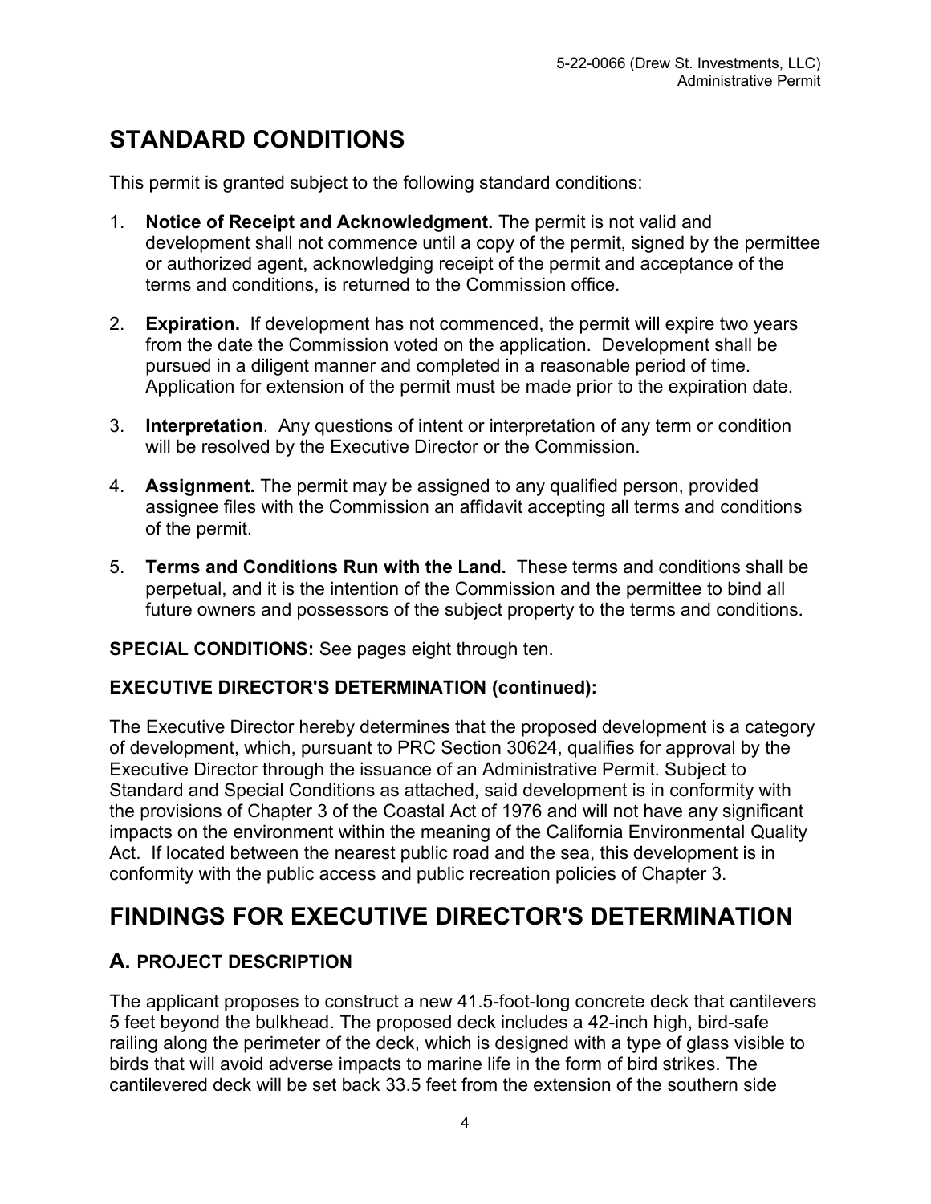# STANDARD CONDITIONS

This permit is granted subject to the following standard conditions:

1. **Notice of Receipt and Acknowledgment.** The permit is not valid and development shall not commence until a copy of the permit, signed by the permittee or authorized agent, acknowledging receipt of the permit and acceptance of the terms and conditions, is returned to the Commission office.

2. **Expiration.** If development has not commenced, the permit will expire two years from the date the Commission voted on the application. Development shall be pursued in a diligent manner and completed in a reasonable period of time. Application for extension of the permit must be made prior to the expiration date.

3. **Interpretation**. Any questions of intent or interpretation of any term or condition will be resolved by the Executive Director or the Commission.

4. **Assignment.** The permit may be assigned to any qualified person, provided assignee files with the Commission an affidavit accepting all terms and conditions of the permit.

5. **Terms and Conditions Run with the Land.** These terms and conditions shall be perpetual, and it is the intention of the Commission and the permittee to bind all future owners and possessors of the subject property to the terms and conditions.

**SPECIAL CONDITIONS:** See pages eight through ten.

**EXECUTIVE DIRECTOR'S DETERMINATION (continued):**

The Executive Director hereby determines that the proposed development is a category of development, which, pursuant to PRC Section 30624, qualifies for approval by the Executive Director through the issuance of an Administrative Permit. Subject to Standard and Special Conditions as attached, said development is in conformity with the provisions of Chapter 3 of the Coastal Act of 1976 and will not have any significant impacts on the environment within the meaning of the California Environmental Quality Act. If located between the nearest public road and the sea, this development is in conformity with the public access and public recreation policies of Chapter 3.

# FINDINGS FOR EXECUTIVE DIRECTOR'S DETERMINATION

## A. PROJECT DESCRIPTION

The applicant proposes to construct a new 41.5-foot-long concrete deck that cantilevers 5 feet beyond the bulkhead. The proposed deck includes a 42-inch high, bird-safe railing along the perimeter of the deck, which is designed with a type of glass visible to birds that will avoid adverse impacts to marine life in the form of bird strikes. The cantilevered deck will be set back 33.5 feet from the extension of the southern side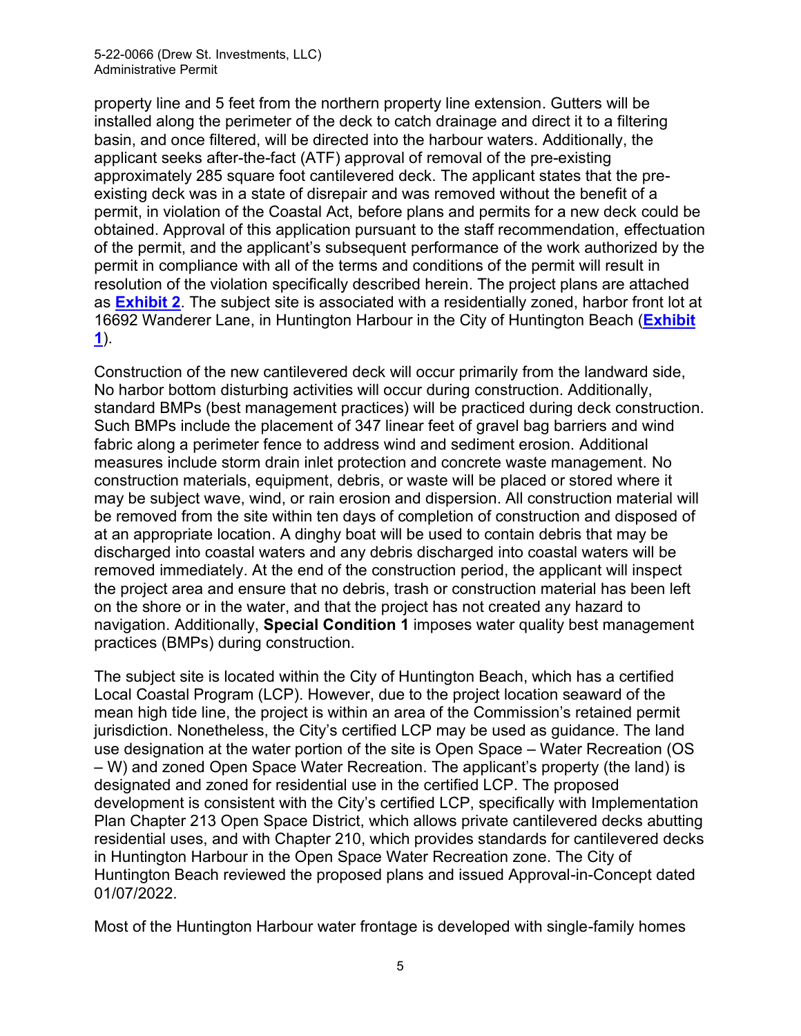property line and 5 feet from the northern property line extension. Gutters will be installed along the perimeter of the deck to catch drainage and direct it to a filtering basin, and once filtered, will be directed into the harbour waters. Additionally, the applicant seeks after-the-fact (ATF) approval of removal of the pre-existing approximately 285 square foot cantilevered deck. The applicant states that the pre-existing deck was in a state of disrepair and was removed without the benefit of a permit, in violation of the Coastal Act, before plans and permits for a new deck could be obtained. Approval of this application pursuant to the staff recommendation, effectuation of the permit, and the applicant's subsequent performance of the work authorized by the permit in compliance with all of the terms and conditions of the permit will result in resolution of the violation specifically described herein. The project plans are attached as **Exhibit 2**. The subject site is associated with a residentially zoned, harbor front lot at 16692 Wanderer Lane, in Huntington Harbour in the City of Huntington Beach (**Exhibit 1**).

Construction of the new cantilevered deck will occur primarily from the landward side, No harbor bottom disturbing activities will occur during construction. Additionally, standard BMPs (best management practices) will be practiced during deck construction. Such BMPs include the placement of 347 linear feet of gravel bag barriers and wind fabric along a perimeter fence to address wind and sediment erosion. Additional measures include storm drain inlet protection and concrete waste management. No construction materials, equipment, debris, or waste will be placed or stored where it may be subject wave, wind, or rain erosion and dispersion. All construction material will be removed from the site within ten days of completion of construction and disposed of at an appropriate location. A dinghy boat will be used to contain debris that may be discharged into coastal waters and any debris discharged into coastal waters will be removed immediately. At the end of the construction period, the applicant will inspect the project area and ensure that no debris, trash or construction material has been left on the shore or in the water, and that the project has not created any hazard to navigation. Additionally, **Special Condition 1** imposes water quality best management practices (BMPs) during construction.

The subject site is located within the City of Huntington Beach, which has a certified Local Coastal Program (LCP). However, due to the project location seaward of the mean high tide line, the project is within an area of the Commission's retained permit jurisdiction. Nonetheless, the City's certified LCP may be used as guidance. The land use designation at the water portion of the site is Open Space – Water Recreation (OS – W) and zoned Open Space Water Recreation. The applicant's property (the land) is designated and zoned for residential use in the certified LCP. The proposed development is consistent with the City's certified LCP, specifically with Implementation Plan Chapter 213 Open Space District, which allows private cantilevered decks abutting residential uses, and with Chapter 210, which provides standards for cantilevered decks in Huntington Harbour in the Open Space Water Recreation zone. The City of Huntington Beach reviewed the proposed plans and issued Approval-in-Concept dated 01/07/2022.

Most of the Huntington Harbour water frontage is developed with single-family homes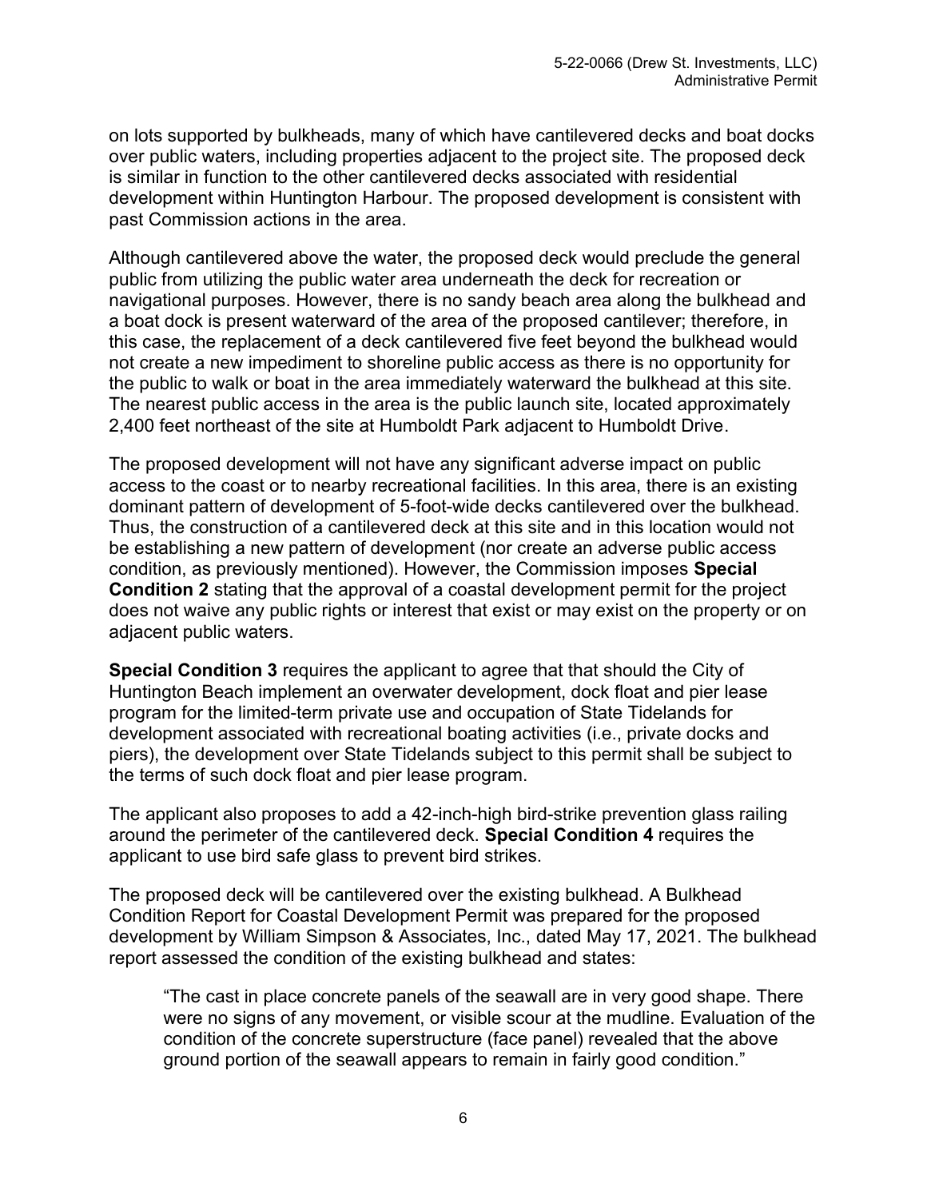on lots supported by bulkheads, many of which have cantilevered decks and boat docks over public waters, including properties adjacent to the project site. The proposed deck is similar in function to the other cantilevered decks associated with residential development within Huntington Harbour. The proposed development is consistent with past Commission actions in the area.

Although cantilevered above the water, the proposed deck would preclude the general public from utilizing the public water area underneath the deck for recreation or navigational purposes. However, there is no sandy beach area along the bulkhead and a boat dock is present waterward of the area of the proposed cantilever; therefore, in this case, the replacement of a deck cantilevered five feet beyond the bulkhead would not create a new impediment to shoreline public access as there is no opportunity for the public to walk or boat in the area immediately waterward the bulkhead at this site. The nearest public access in the area is the public launch site, located approximately 2,400 feet northeast of the site at Humboldt Park adjacent to Humboldt Drive.

The proposed development will not have any significant adverse impact on public access to the coast or to nearby recreational facilities. In this area, there is an existing dominant pattern of development of 5-foot-wide decks cantilevered over the bulkhead. Thus, the construction of a cantilevered deck at this site and in this location would not be establishing a new pattern of development (nor create an adverse public access condition, as previously mentioned). However, the Commission imposes **Special Condition 2** stating that the approval of a coastal development permit for the project does not waive any public rights or interest that exist or may exist on the property or on adjacent public waters.

**Special Condition 3** requires the applicant to agree that that should the City of Huntington Beach implement an overwater development, dock float and pier lease program for the limited-term private use and occupation of State Tidelands for development associated with recreational boating activities (i.e., private docks and piers), the development over State Tidelands subject to this permit shall be subject to the terms of such dock float and pier lease program.

The applicant also proposes to add a 42-inch-high bird-strike prevention glass railing around the perimeter of the cantilevered deck. **Special Condition 4** requires the applicant to use bird safe glass to prevent bird strikes.

The proposed deck will be cantilevered over the existing bulkhead. A Bulkhead Condition Report for Coastal Development Permit was prepared for the proposed development by William Simpson & Associates, Inc., dated May 17, 2021. The bulkhead report assessed the condition of the existing bulkhead and states:

> "The cast in place concrete panels of the seawall are in very good shape. There were no signs of any movement, or visible scour at the mudline. Evaluation of the condition of the concrete superstructure (face panel) revealed that the above ground portion of the seawall appears to remain in fairly good condition."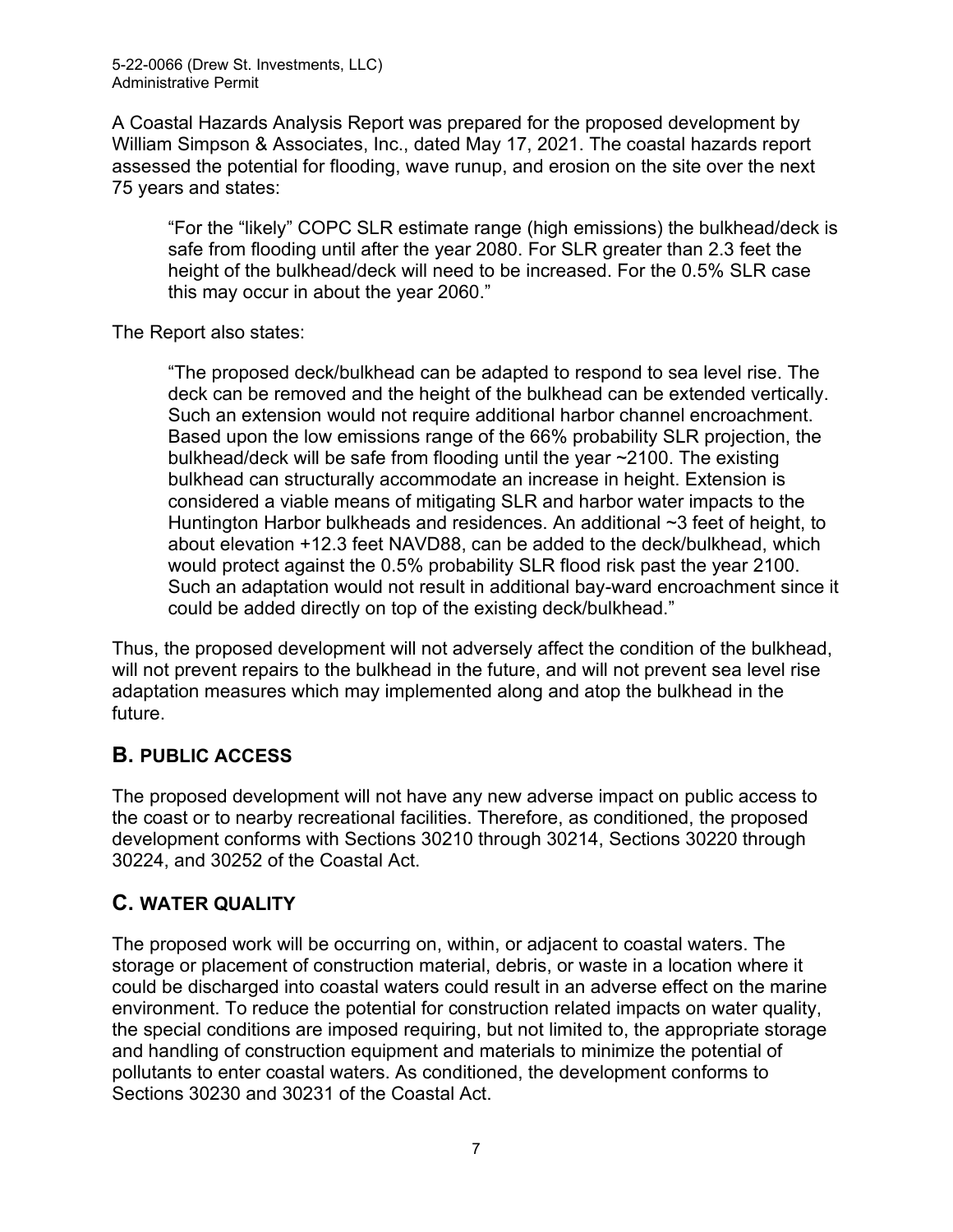A Coastal Hazards Analysis Report was prepared for the proposed development by William Simpson & Associates, Inc., dated May 17, 2021. The coastal hazards report assessed the potential for flooding, wave runup, and erosion on the site over the next 75 years and states:

> "For the "likely" COPC SLR estimate range (high emissions) the bulkhead/deck is safe from flooding until after the year 2080. For SLR greater than 2.3 feet the height of the bulkhead/deck will need to be increased. For the 0.5% SLR case this may occur in about the year 2060."

The Report also states:

> "The proposed deck/bulkhead can be adapted to respond to sea level rise. The deck can be removed and the height of the bulkhead can be extended vertically. Such an extension would not require additional harbor channel encroachment. Based upon the low emissions range of the 66% probability SLR projection, the bulkhead/deck will be safe from flooding until the year ~2100. The existing bulkhead can structurally accommodate an increase in height. Extension is considered a viable means of mitigating SLR and harbor water impacts to the Huntington Harbor bulkheads and residences. An additional ~3 feet of height, to about elevation +12.3 feet NAVD88, can be added to the deck/bulkhead, which would protect against the 0.5% probability SLR flood risk past the year 2100. Such an adaptation would not result in additional bay-ward encroachment since it could be added directly on top of the existing deck/bulkhead."

Thus, the proposed development will not adversely affect the condition of the bulkhead, will not prevent repairs to the bulkhead in the future, and will not prevent sea level rise adaptation measures which may implemented along and atop the bulkhead in the future.

## B. PUBLIC ACCESS

The proposed development will not have any new adverse impact on public access to the coast or to nearby recreational facilities. Therefore, as conditioned, the proposed development conforms with Sections 30210 through 30214, Sections 30220 through 30224, and 30252 of the Coastal Act.

## C. WATER QUALITY

The proposed work will be occurring on, within, or adjacent to coastal waters. The storage or placement of construction material, debris, or waste in a location where it could be discharged into coastal waters could result in an adverse effect on the marine environment. To reduce the potential for construction related impacts on water quality, the special conditions are imposed requiring, but not limited to, the appropriate storage and handling of construction equipment and materials to minimize the potential of pollutants to enter coastal waters. As conditioned, the development conforms to Sections 30230 and 30231 of the Coastal Act.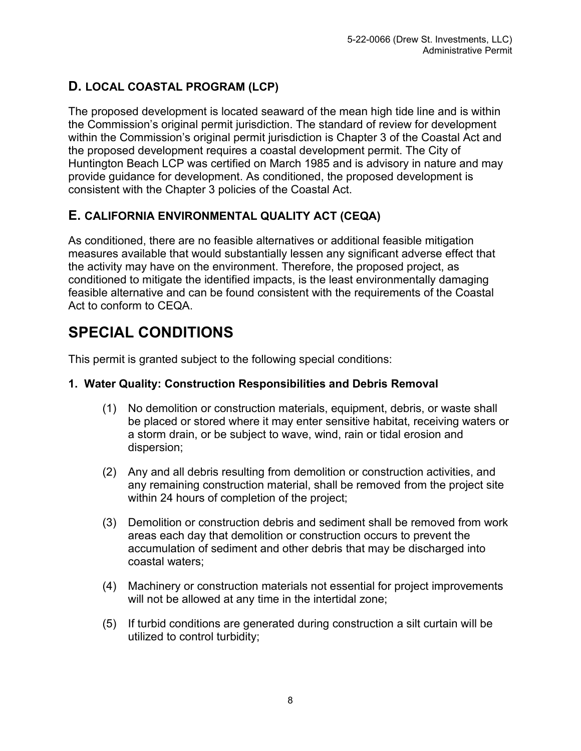## D. LOCAL COASTAL PROGRAM (LCP)

The proposed development is located seaward of the mean high tide line and is within the Commission's original permit jurisdiction. The standard of review for development within the Commission's original permit jurisdiction is Chapter 3 of the Coastal Act and the proposed development requires a coastal development permit. The City of Huntington Beach LCP was certified on March 1985 and is advisory in nature and may provide guidance for development. As conditioned, the proposed development is consistent with the Chapter 3 policies of the Coastal Act.

## E. CALIFORNIA ENVIRONMENTAL QUALITY ACT (CEQA)

As conditioned, there are no feasible alternatives or additional feasible mitigation measures available that would substantially lessen any significant adverse effect that the activity may have on the environment. Therefore, the proposed project, as conditioned to mitigate the identified impacts, is the least environmentally damaging feasible alternative and can be found consistent with the requirements of the Coastal Act to conform to CEQA.

# SPECIAL CONDITIONS

This permit is granted subject to the following special conditions:

### 1. Water Quality: Construction Responsibilities and Debris Removal

(1) No demolition or construction materials, equipment, debris, or waste shall be placed or stored where it may enter sensitive habitat, receiving waters or a storm drain, or be subject to wave, wind, rain or tidal erosion and dispersion;

(2) Any and all debris resulting from demolition or construction activities, and any remaining construction material, shall be removed from the project site within 24 hours of completion of the project;

(3) Demolition or construction debris and sediment shall be removed from work areas each day that demolition or construction occurs to prevent the accumulation of sediment and other debris that may be discharged into coastal waters;

(4) Machinery or construction materials not essential for project improvements will not be allowed at any time in the intertidal zone;

(5) If turbid conditions are generated during construction a silt curtain will be utilized to control turbidity;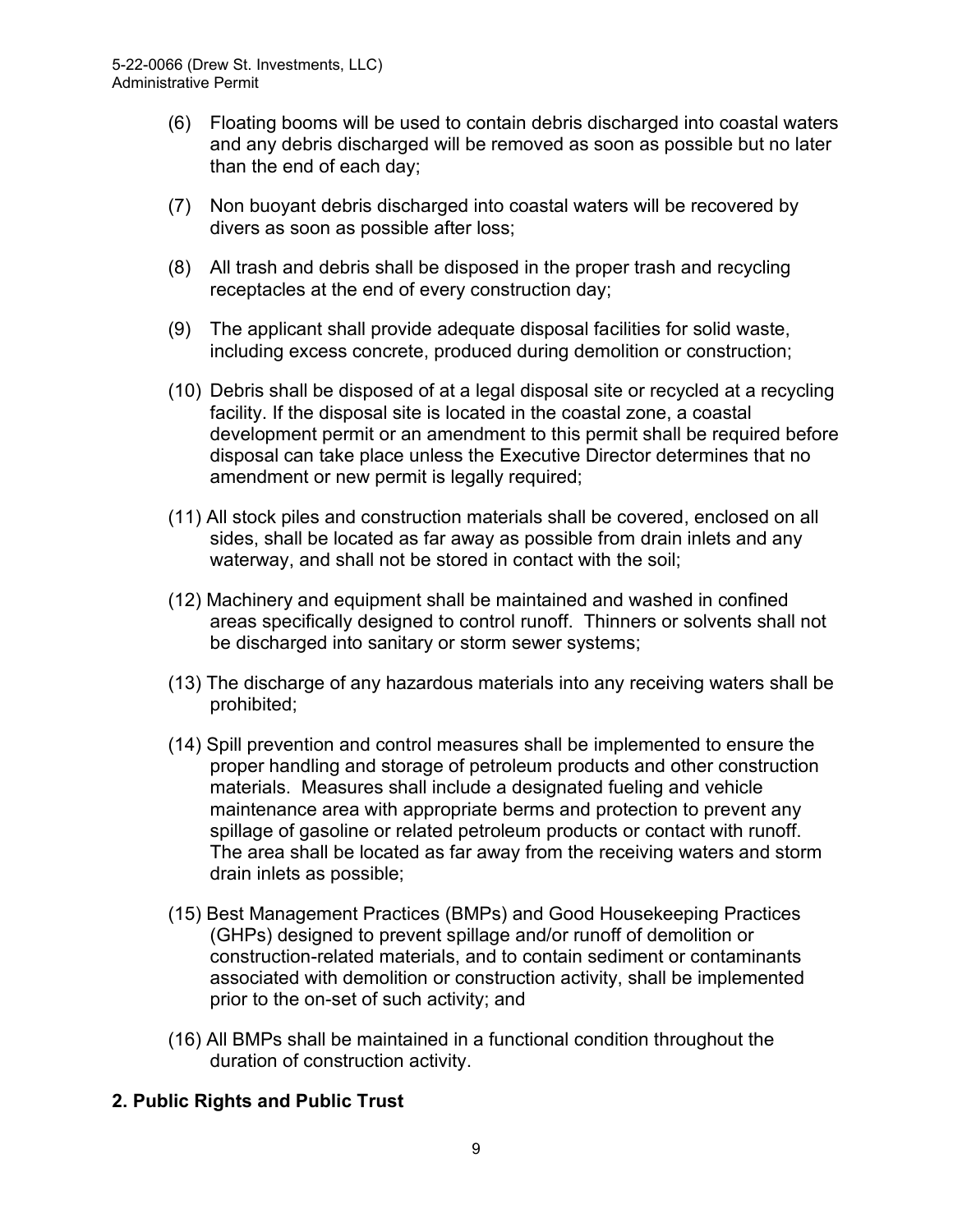(6) Floating booms will be used to contain debris discharged into coastal waters and any debris discharged will be removed as soon as possible but no later than the end of each day;

(7) Non buoyant debris discharged into coastal waters will be recovered by divers as soon as possible after loss;

(8) All trash and debris shall be disposed in the proper trash and recycling receptacles at the end of every construction day;

(9) The applicant shall provide adequate disposal facilities for solid waste, including excess concrete, produced during demolition or construction;

(10) Debris shall be disposed of at a legal disposal site or recycled at a recycling facility. If the disposal site is located in the coastal zone, a coastal development permit or an amendment to this permit shall be required before disposal can take place unless the Executive Director determines that no amendment or new permit is legally required;

(11) All stock piles and construction materials shall be covered, enclosed on all sides, shall be located as far away as possible from drain inlets and any waterway, and shall not be stored in contact with the soil;

(12) Machinery and equipment shall be maintained and washed in confined areas specifically designed to control runoff. Thinners or solvents shall not be discharged into sanitary or storm sewer systems;

(13) The discharge of any hazardous materials into any receiving waters shall be prohibited;

(14) Spill prevention and control measures shall be implemented to ensure the proper handling and storage of petroleum products and other construction materials. Measures shall include a designated fueling and vehicle maintenance area with appropriate berms and protection to prevent any spillage of gasoline or related petroleum products or contact with runoff. The area shall be located as far away from the receiving waters and storm drain inlets as possible;

(15) Best Management Practices (BMPs) and Good Housekeeping Practices (GHPs) designed to prevent spillage and/or runoff of demolition or construction-related materials, and to contain sediment or contaminants associated with demolition or construction activity, shall be implemented prior to the on-set of such activity; and

(16) All BMPs shall be maintained in a functional condition throughout the duration of construction activity.

## 2. Public Rights and Public Trust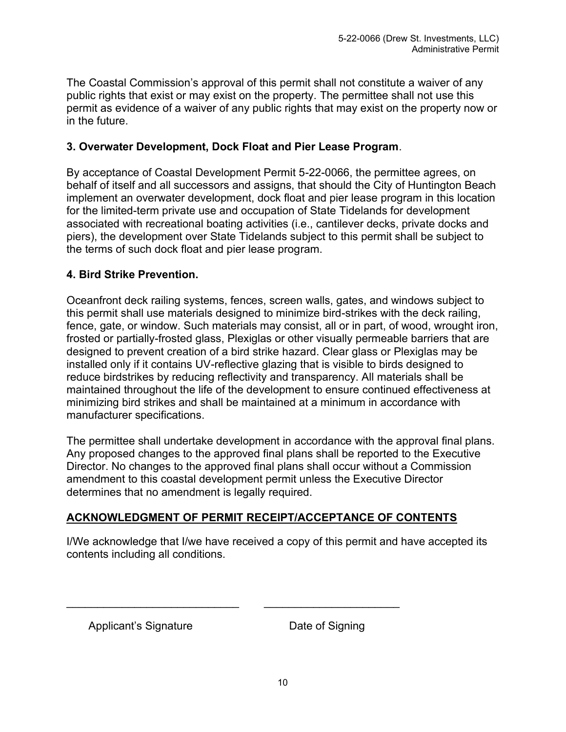The Coastal Commission's approval of this permit shall not constitute a waiver of any public rights that exist or may exist on the property. The permittee shall not use this permit as evidence of a waiver of any public rights that may exist on the property now or in the future.

**3. Overwater Development, Dock Float and Pier Lease Program**.

By acceptance of Coastal Development Permit 5-22-0066, the permittee agrees, on behalf of itself and all successors and assigns, that should the City of Huntington Beach implement an overwater development, dock float and pier lease program in this location for the limited-term private use and occupation of State Tidelands for development associated with recreational boating activities (i.e., cantilever decks, private docks and piers), the development over State Tidelands subject to this permit shall be subject to the terms of such dock float and pier lease program.

**4. Bird Strike Prevention.**

Oceanfront deck railing systems, fences, screen walls, gates, and windows subject to this permit shall use materials designed to minimize bird-strikes with the deck railing, fence, gate, or window. Such materials may consist, all or in part, of wood, wrought iron, frosted or partially-frosted glass, Plexiglas or other visually permeable barriers that are designed to prevent creation of a bird strike hazard. Clear glass or Plexiglas may be installed only if it contains UV-reflective glazing that is visible to birds designed to reduce birdstrikes by reducing reflectivity and transparency. All materials shall be maintained throughout the life of the development to ensure continued effectiveness at minimizing bird strikes and shall be maintained at a minimum in accordance with manufacturer specifications.

The permittee shall undertake development in accordance with the approval final plans. Any proposed changes to the approved final plans shall be reported to the Executive Director. No changes to the approved final plans shall occur without a Commission amendment to this coastal development permit unless the Executive Director determines that no amendment is legally required.

## ACKNOWLEDGMENT OF PERMIT RECEIPT/ACCEPTANCE OF CONTENTS

I/We acknowledge that I/we have received a copy of this permit and have accepted its contents including all conditions.

\_\_\_\_\_\_\_\_\_\_\_\_\_\_\_\_\_\_\_\_\_\_\_\_\_\_\_\_ \_\_\_\_\_\_\_\_\_\_\_\_\_\_\_\_\_\_\_\_\_\_

Applicant's Signature Date of Signing